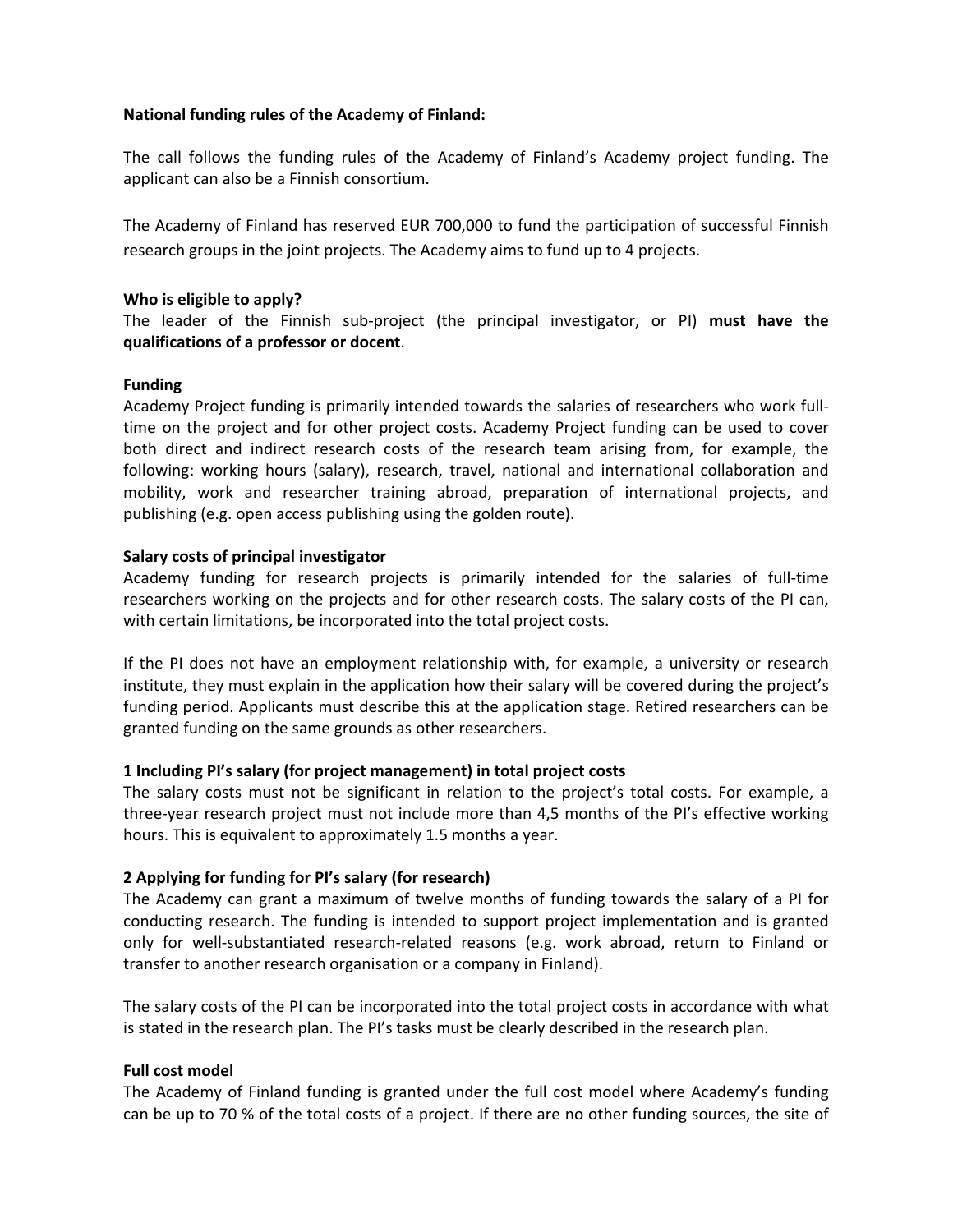**National funding rules of the Academy of Finland:**

The call follows the funding rules of the Academy of Finland's Academy project funding. The applicant can also be a Finnish consortium.

The Academy of Finland has reserved EUR 700,000 to fund the participation of successful Finnish research groups in the joint projects. The Academy aims to fund up to 4 projects.

**Who is eligible to apply?**

The leader of the Finnish sub-project (the principal investigator, or PI) **must have the qualifications of a professor or docent**.

**Funding**

Academy Project funding is primarily intended towards the salaries of researchers who work full-time on the project and for other project costs. Academy Project funding can be used to cover both direct and indirect research costs of the research team arising from, for example, the following: working hours (salary), research, travel, national and international collaboration and mobility, work and researcher training abroad, preparation of international projects, and publishing (e.g. open access publishing using the golden route).

**Salary costs of principal investigator**

Academy funding for research projects is primarily intended for the salaries of full-time researchers working on the projects and for other research costs. The salary costs of the PI can, with certain limitations, be incorporated into the total project costs.

If the PI does not have an employment relationship with, for example, a university or research institute, they must explain in the application how their salary will be covered during the project's funding period. Applicants must describe this at the application stage. Retired researchers can be granted funding on the same grounds as other researchers.

**1 Including PI's salary (for project management) in total project costs**

The salary costs must not be significant in relation to the project's total costs. For example, a three-year research project must not include more than 4,5 months of the PI's effective working hours. This is equivalent to approximately 1.5 months a year.

**2 Applying for funding for PI's salary (for research)**

The Academy can grant a maximum of twelve months of funding towards the salary of a PI for conducting research. The funding is intended to support project implementation and is granted only for well-substantiated research-related reasons (e.g. work abroad, return to Finland or transfer to another research organisation or a company in Finland).

The salary costs of the PI can be incorporated into the total project costs in accordance with what is stated in the research plan. The PI's tasks must be clearly described in the research plan.

**Full cost model**

The Academy of Finland funding is granted under the full cost model where Academy's funding can be up to 70 % of the total costs of a project. If there are no other funding sources, the site of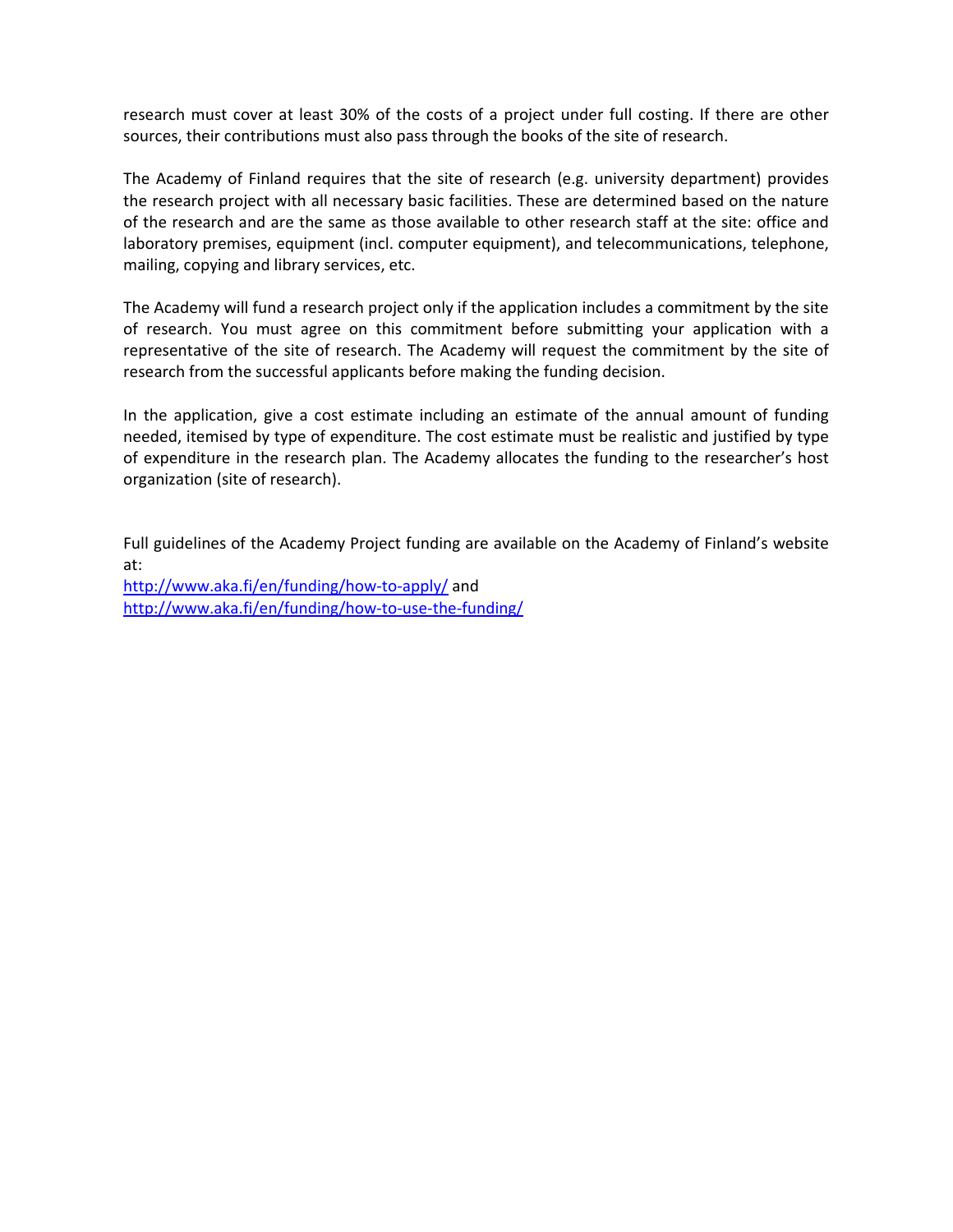research must cover at least 30% of the costs of a project under full costing. If there are other sources, their contributions must also pass through the books of the site of research.

The Academy of Finland requires that the site of research (e.g. university department) provides the research project with all necessary basic facilities. These are determined based on the nature of the research and are the same as those available to other research staff at the site: office and laboratory premises, equipment (incl. computer equipment), and telecommunications, telephone, mailing, copying and library services, etc.

The Academy will fund a research project only if the application includes a commitment by the site of research. You must agree on this commitment before submitting your application with a representative of the site of research. The Academy will request the commitment by the site of research from the successful applicants before making the funding decision.

In the application, give a cost estimate including an estimate of the annual amount of funding needed, itemised by type of expenditure. The cost estimate must be realistic and justified by type of expenditure in the research plan. The Academy allocates the funding to the researcher's host organization (site of research).

Full guidelines of the Academy Project funding are available on the Academy of Finland's website at:
[http://www.aka.fi/en/funding/how-to-apply/](http://www.aka.fi/en/funding/how-to-apply/) and
[http://www.aka.fi/en/funding/how-to-use-the-funding/](http://www.aka.fi/en/funding/how-to-use-the-funding/)